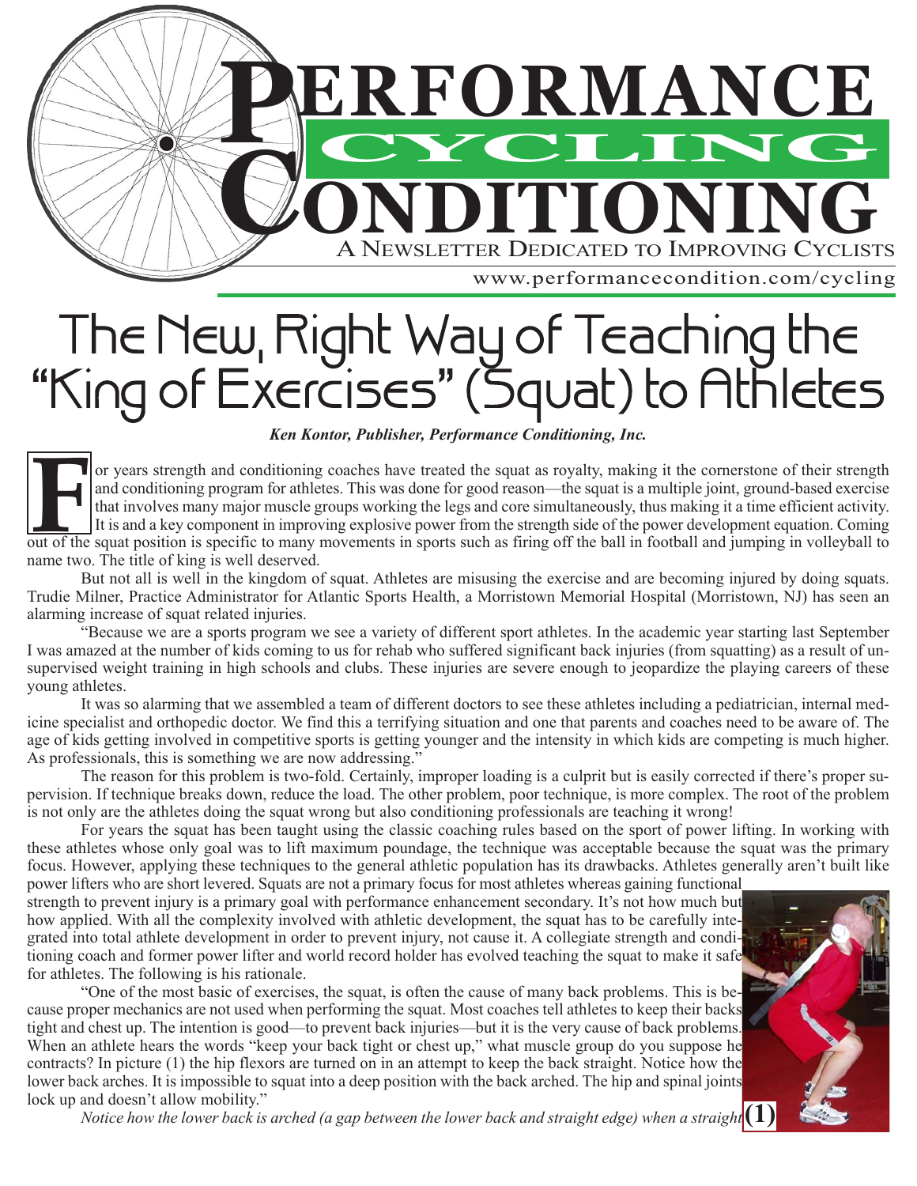# PERFORMANCE CYCLING CONDITIONING

A NEWSLETTER DEDICATED TO IMPROVING CYCLISTS

www.performancecondition.com/cycling

# The New, Right Way of Teaching the "King of Exercises" (Squat) to Athletes

***Ken Kontor, Publisher, Performance Conditioning, Inc.***

For years strength and conditioning coaches have treated the squat as royalty, making it the cornerstone of their strength and conditioning program for athletes. This was done for good reason—the squat is a multiple joint, ground-based exercise that involves many major muscle groups working the legs and core simultaneously, thus making it a time efficient activity. It is and a key component in improving explosive power from the strength side of the power development equation. Coming out of the squat position is specific to many movements in sports such as firing off the ball in football and jumping in volleyball to name two. The title of king is well deserved.

But not all is well in the kingdom of squat. Athletes are misusing the exercise and are becoming injured by doing squats. Trudie Milner, Practice Administrator for Atlantic Sports Health, a Morristown Memorial Hospital (Morristown, NJ) has seen an alarming increase of squat related injuries.

"Because we are a sports program we see a variety of different sport athletes. In the academic year starting last September I was amazed at the number of kids coming to us for rehab who suffered significant back injuries (from squatting) as a result of unsupervised weight training in high schools and clubs. These injuries are severe enough to jeopardize the playing careers of these young athletes.

It was so alarming that we assembled a team of different doctors to see these athletes including a pediatrician, internal medicine specialist and orthopedic doctor. We find this a terrifying situation and one that parents and coaches need to be aware of. The age of kids getting involved in competitive sports is getting younger and the intensity in which kids are competing is much higher. As professionals, this is something we are now addressing."

The reason for this problem is two-fold. Certainly, improper loading is a culprit but is easily corrected if there's proper supervision. If technique breaks down, reduce the load. The other problem, poor technique, is more complex. The root of the problem is not only are the athletes doing the squat wrong but also conditioning professionals are teaching it wrong!

For years the squat has been taught using the classic coaching rules based on the sport of power lifting. In working with these athletes whose only goal was to lift maximum poundage, the technique was acceptable because the squat was the primary focus. However, applying these techniques to the general athletic population has its drawbacks. Athletes generally aren't built like power lifters who are short levered. Squats are not a primary focus for most athletes whereas gaining functional strength to prevent injury is a primary goal with performance enhancement secondary. It's not how much but how applied. With all the complexity involved with athletic development, the squat has to be carefully integrated into total athlete development in order to prevent injury, not cause it. A collegiate strength and conditioning coach and former power lifter and world record holder has evolved teaching the squat to make it safe for athletes. The following is his rationale.

"One of the most basic of exercises, the squat, is often the cause of many back problems. This is because proper mechanics are not used when performing the squat. Most coaches tell athletes to keep their backs tight and chest up. The intention is good—to prevent back injuries—but it is the very cause of back problems. When an athlete hears the words "keep your back tight or chest up," what muscle group do you suppose he contracts? In picture (1) the hip flexors are turned on in an attempt to keep the back straight. Notice how the lower back arches. It is impossible to squat into a deep position with the back arched. The hip and spinal joints lock up and doesn't allow mobility."

*Notice how the lower back is arched (a gap between the lower back and straight edge) when a straight*

**(1)**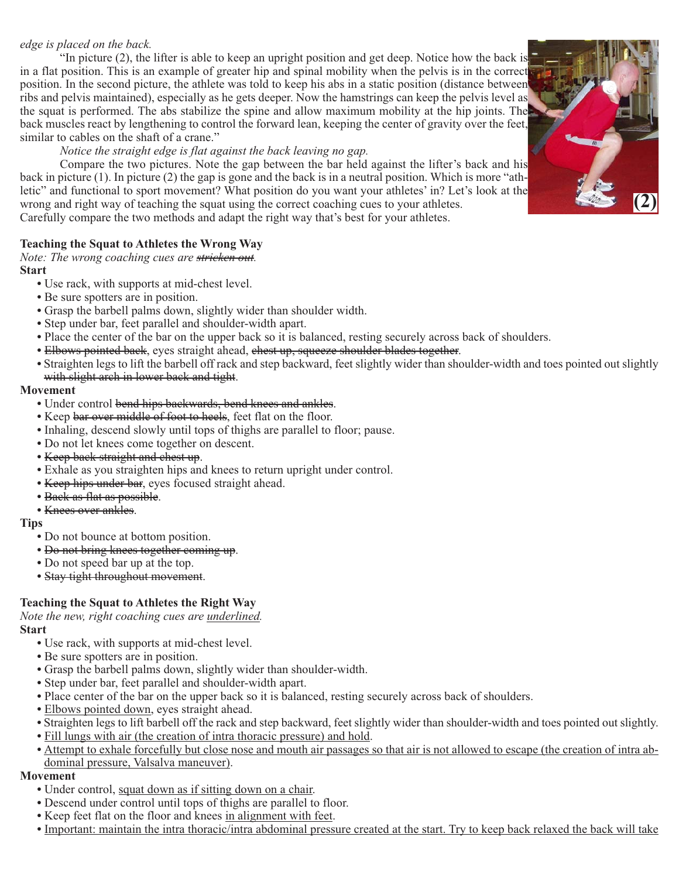*edge is placed on the back.*

"In picture (2), the lifter is able to keep an upright position and get deep. Notice how the back is in a flat position. This is an example of greater hip and spinal mobility when the pelvis is in the correct position. In the second picture, the athlete was told to keep his abs in a static position (distance between ribs and pelvis maintained), especially as he gets deeper. Now the hamstrings can keep the pelvis level as the squat is performed. The abs stabilize the spine and allow maximum mobility at the hip joints. The back muscles react by lengthening to control the forward lean, keeping the center of gravity over the feet, similar to cables on the shaft of a crane."

*Notice the straight edge is flat against the back leaving no gap.*

Compare the two pictures. Note the gap between the bar held against the lifter's back and his back in picture (1). In picture (2) the gap is gone and the back is in a neutral position. Which is more "athletic" and functional to sport movement? What position do you want your athletes' in? Let's look at the wrong and right way of teaching the squat using the correct coaching cues to your athletes.
Carefully compare the two methods and adapt the right way that's best for your athletes.

(2)

**Teaching the Squat to Athletes the Wrong Way**

*Note: The wrong coaching cues are ~~stricken out~~.*

**Start**

- Use rack, with supports at mid-chest level.
- Be sure spotters are in position.
- Grasp the barbell palms down, slightly wider than shoulder width.
- Step under bar, feet parallel and shoulder-width apart.
- Place the center of the bar on the upper back so it is balanced, resting securely across back of shoulders.
- ~~Elbows pointed back~~, eyes straight ahead, ~~chest up, squeeze shoulder blades together~~.
- Straighten legs to lift the barbell off rack and step backward, feet slightly wider than shoulder-width and toes pointed out slightly ~~with slight arch in lower back and tight~~.

**Movement**

- Under control ~~bend hips backwards, bend knees and ankles~~.
- Keep ~~bar over middle of foot to heels~~, feet flat on the floor.
- Inhaling, descend slowly until tops of thighs are parallel to floor; pause.
- Do not let knees come together on descent.
- ~~Keep back straight and chest up~~.
- Exhale as you straighten hips and knees to return upright under control.
- ~~Keep hips under bar~~, eyes focused straight ahead.
- ~~Back as flat as possible~~.
- ~~Knees over ankles~~.

**Tips**

- Do not bounce at bottom position.
- ~~Do not bring knees together coming up~~.
- Do not speed bar up at the top.
- ~~Stay tight throughout movement~~.

**Teaching the Squat to Athletes the Right Way**

*Note the new, right coaching cues are <u>underlined</u>.*

**Start**

- Use rack, with supports at mid-chest level.
- Be sure spotters are in position.
- Grasp the barbell palms down, slightly wider than shoulder-width.
- Step under bar, feet parallel and shoulder-width apart.
- Place center of the bar on the upper back so it is balanced, resting securely across back of shoulders.
- <u>Elbows pointed down</u>, eyes straight ahead.
- Straighten legs to lift barbell off the rack and step backward, feet slightly wider than shoulder-width and toes pointed out slightly.
- <u>Fill lungs with air (the creation of intra thoracic pressure) and hold</u>.
- <u>Attempt to exhale forcefully but close nose and mouth air passages so that air is not allowed to escape (the creation of intra abdominal pressure, Valsalva maneuver)</u>.

**Movement**

- Under control, <u>squat down as if sitting down on a chair</u>.
- Descend under control until tops of thighs are parallel to floor.
- Keep feet flat on the floor and knees <u>in alignment with feet</u>.
- <u>Important: maintain the intra thoracic/intra abdominal pressure created at the start. Try to keep back relaxed the back will take</u>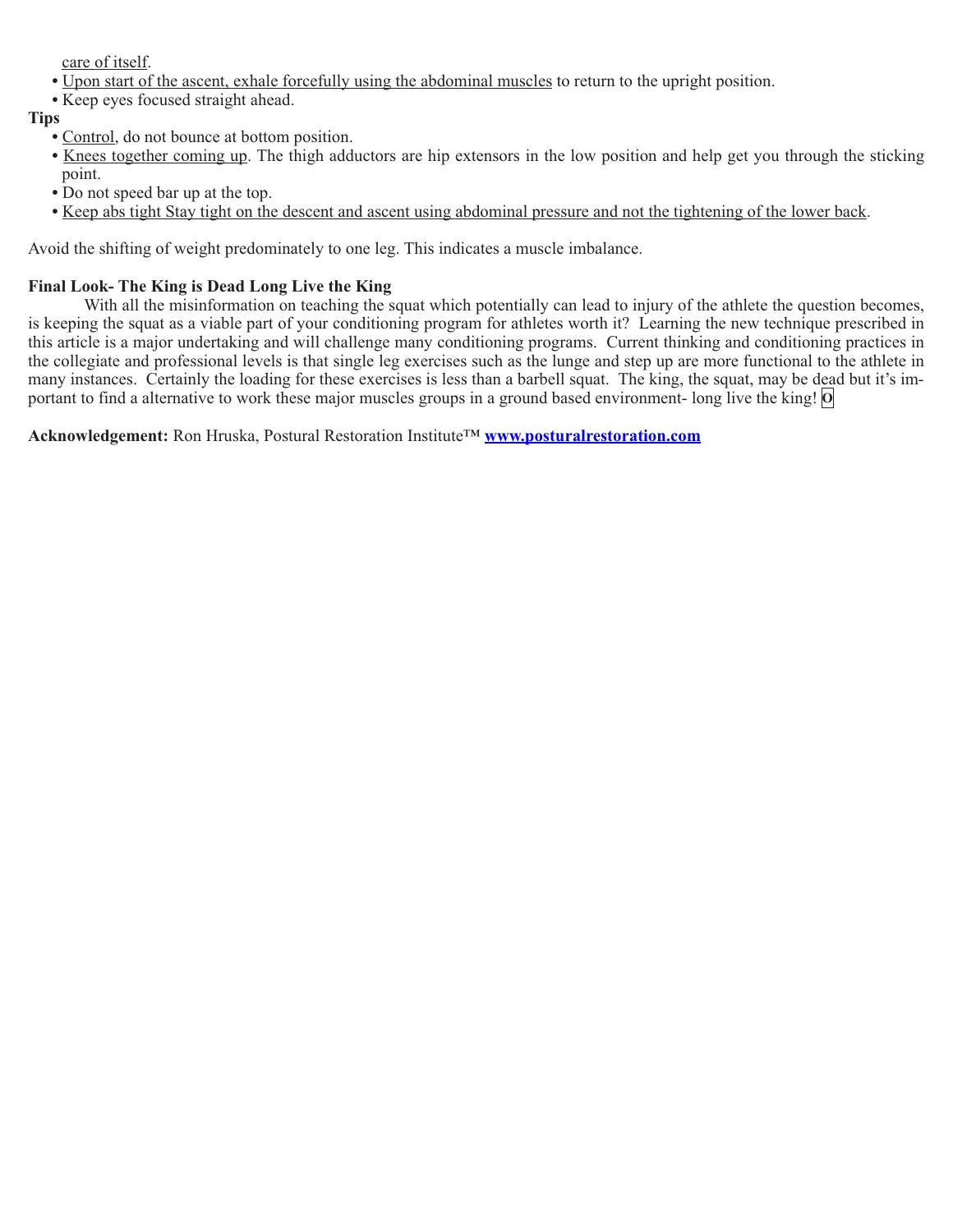care of itself.

- Upon start of the ascent, exhale forcefully using the abdominal muscles to return to the upright position.
- Keep eyes focused straight ahead.

**Tips**

- Control, do not bounce at bottom position.
- Knees together coming up. The thigh adductors are hip extensors in the low position and help get you through the sticking point.
- Do not speed bar up at the top.
- Keep abs tight Stay tight on the descent and ascent using abdominal pressure and not the tightening of the lower back.

Avoid the shifting of weight predominately to one leg. This indicates a muscle imbalance.

**Final Look- The King is Dead Long Live the King**

With all the misinformation on teaching the squat which potentially can lead to injury of the athlete the question becomes, is keeping the squat as a viable part of your conditioning program for athletes worth it? Learning the new technique prescribed in this article is a major undertaking and will challenge many conditioning programs. Current thinking and conditioning practices in the collegiate and professional levels is that single leg exercises such as the lunge and step up are more functional to the athlete in many instances. Certainly the loading for these exercises is less than a barbell squat. The king, the squat, may be dead but it's important to find a alternative to work these major muscles groups in a ground based environment- long live the king! **O**

**Acknowledgement:** Ron Hruska, Postural Restoration Institute™ **www.posturalrestoration.com**